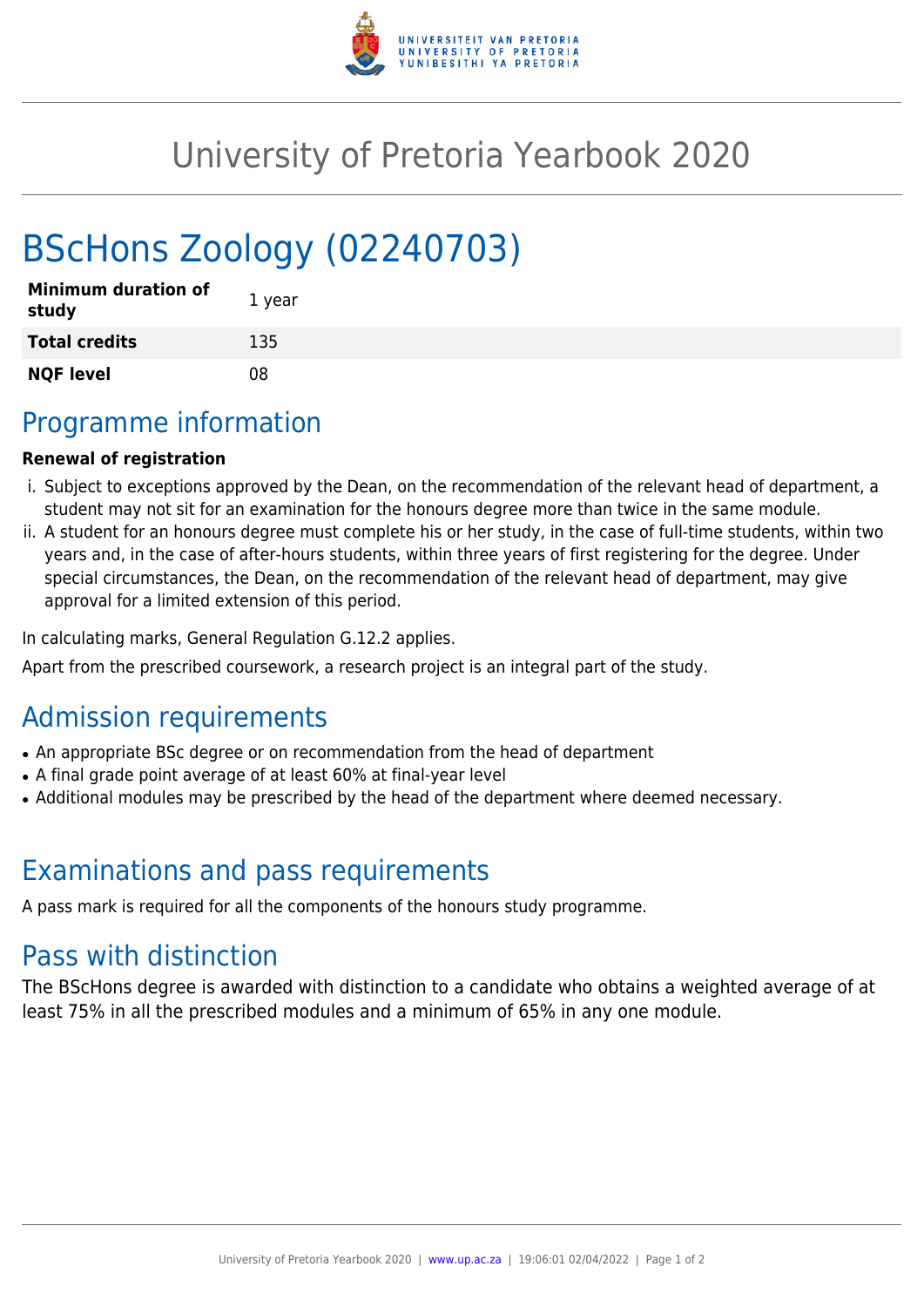# University of Pretoria Yearbook 2020

# BScHons Zoology (02240703)

| | |
|---|---|
| **Minimum duration of study** | 1 year |
| **Total credits** | 135 |
| **NQF level** | 08 |

## Programme information

**Renewal of registration**

i. Subject to exceptions approved by the Dean, on the recommendation of the relevant head of department, a student may not sit for an examination for the honours degree more than twice in the same module.
ii. A student for an honours degree must complete his or her study, in the case of full-time students, within two years and, in the case of after-hours students, within three years of first registering for the degree. Under special circumstances, the Dean, on the recommendation of the relevant head of department, may give approval for a limited extension of this period.

In calculating marks, General Regulation G.12.2 applies.

Apart from the prescribed coursework, a research project is an integral part of the study.

## Admission requirements

- An appropriate BSc degree or on recommendation from the head of department
- A final grade point average of at least 60% at final-year level
- Additional modules may be prescribed by the head of the department where deemed necessary.

## Examinations and pass requirements

A pass mark is required for all the components of the honours study programme.

## Pass with distinction

The BScHons degree is awarded with distinction to a candidate who obtains a weighted average of at least 75% in all the prescribed modules and a minimum of 65% in any one module.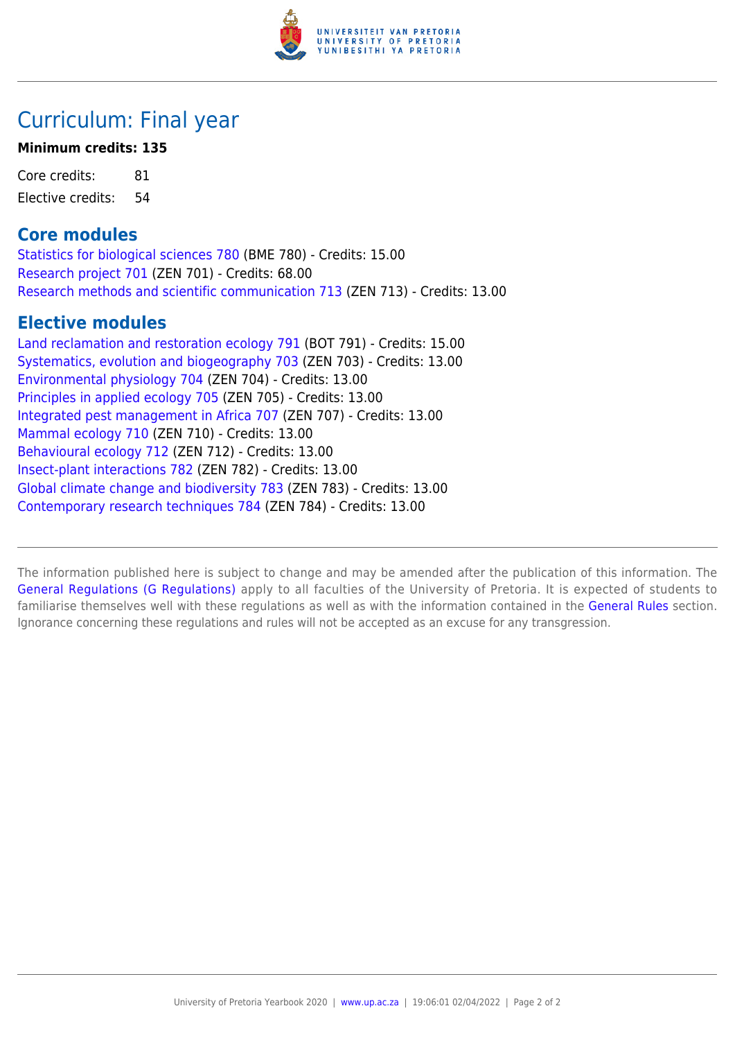# Curriculum: Final year

**Minimum credits: 135**

| | |
|---|---|
| Core credits: | 81 |
| Elective credits: | 54 |

## Core modules

Statistics for biological sciences 780 (BME 780) - Credits: 15.00
Research project 701 (ZEN 701) - Credits: 68.00
Research methods and scientific communication 713 (ZEN 713) - Credits: 13.00

## Elective modules

Land reclamation and restoration ecology 791 (BOT 791) - Credits: 15.00
Systematics, evolution and biogeography 703 (ZEN 703) - Credits: 13.00
Environmental physiology 704 (ZEN 704) - Credits: 13.00
Principles in applied ecology 705 (ZEN 705) - Credits: 13.00
Integrated pest management in Africa 707 (ZEN 707) - Credits: 13.00
Mammal ecology 710 (ZEN 710) - Credits: 13.00
Behavioural ecology 712 (ZEN 712) - Credits: 13.00
Insect-plant interactions 782 (ZEN 782) - Credits: 13.00
Global climate change and biodiversity 783 (ZEN 783) - Credits: 13.00
Contemporary research techniques 784 (ZEN 784) - Credits: 13.00

---

The information published here is subject to change and may be amended after the publication of this information. The General Regulations (G Regulations) apply to all faculties of the University of Pretoria. It is expected of students to familiarise themselves well with these regulations as well as with the information contained in the General Rules section. Ignorance concerning these regulations and rules will not be accepted as an excuse for any transgression.